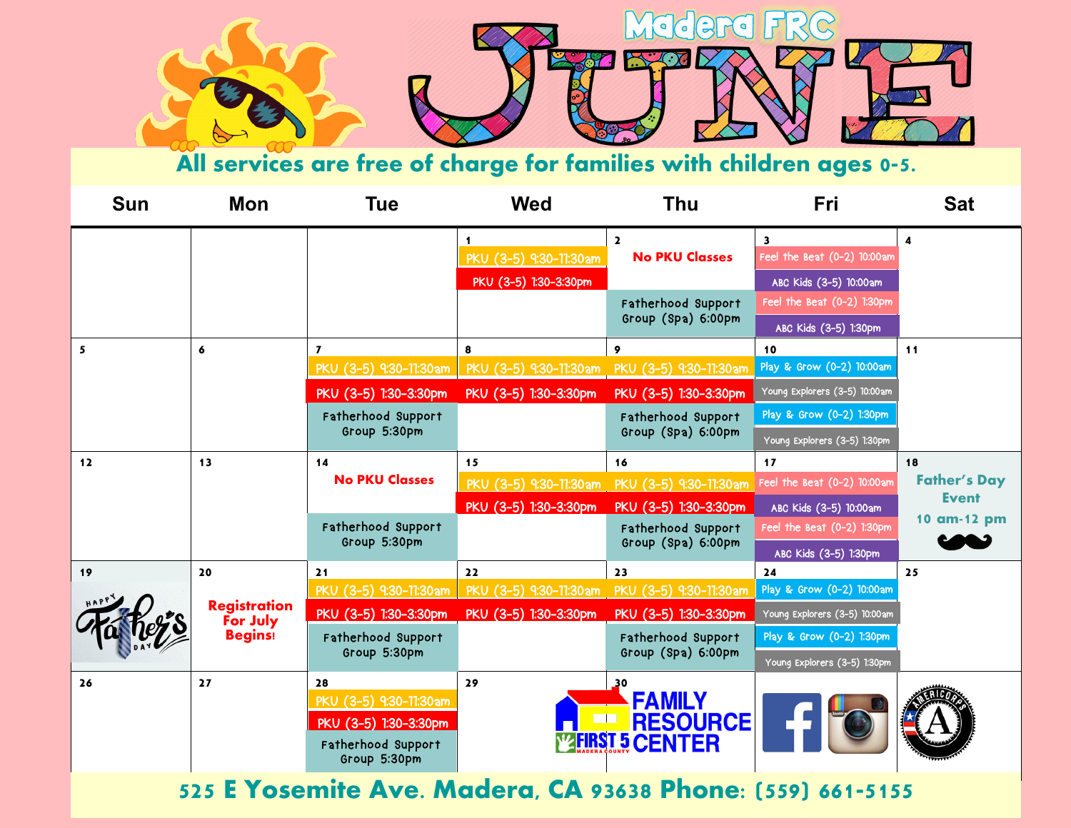# Madera FRC

# JUNE

**All services are free of charge for families with children ages 0-5.**

| Sun | Mon | Tue | Wed | Thu | Fri | Sat |
|---|---|---|---|---|---|---|
| | | | **1**<br>PKU (3-5) 9:30-11:30am<br>PKU (3-5) 1:30-3:30pm | **2**<br>**No PKU Classes**<br>Fatherhood Support Group (Spa) 6:00pm | **3**<br>Feel the Beat (0-2) 10:00am<br>ABC Kids (3-5) 10:00am<br>Feel the Beat (0-2) 1:30pm<br>ABC Kids (3-5) 1:30pm | **4** |
| **5** | **6** | **7**<br>PKU (3-5) 9:30-11:30am<br>PKU (3-5) 1:30-3:30pm<br>Fatherhood Support Group 5:30pm | **8**<br>PKU (3-5) 9:30-11:30am<br>PKU (3-5) 1:30-3:30pm | **9**<br>PKU (3-5) 9:30-11:30am<br>PKU (3-5) 1:30-3:30pm<br>Fatherhood Support Group (Spa) 6:00pm | **10**<br>Play & Grow (0-2) 10:00am<br>Young Explorers (3-5) 10:00am<br>Play & Grow (0-2) 1:30pm<br>Young Explorers (3-5) 1:30pm | **11** |
| **12** | **13** | **14**<br>**No PKU Classes**<br>Fatherhood Support Group 5:30pm | **15**<br>PKU (3-5) 9:30-11:30am<br>PKU (3-5) 1:30-3:30pm | **16**<br>PKU (3-5) 9:30-11:30am<br>PKU (3-5) 1:30-3:30pm<br>Fatherhood Support Group (Spa) 6:00pm | **17**<br>Feel the Beat (0-2) 10:00am<br>ABC Kids (3-5) 10:00am<br>Feel the Beat (0-2) 1:30pm<br>ABC Kids (3-5) 1:30pm | **18**<br>**Father's Day Event**<br>10 am-12 pm |
| **19**<br>Happy Father's Day | **20**<br>**Registration For July Begins!** | **21**<br>PKU (3-5) 9:30-11:30am<br>PKU (3-5) 1:30-3:30pm<br>Fatherhood Support Group 5:30pm | **22**<br>PKU (3-5) 9:30-11:30am<br>PKU (3-5) 1:30-3:30pm | **23**<br>PKU (3-5) 9:30-11:30am<br>PKU (3-5) 1:30-3:30pm<br>Fatherhood Support Group (Spa) 6:00pm | **24**<br>Play & Grow (0-2) 10:00am<br>Young Explorers (3-5) 10:00am<br>Play & Grow (0-2) 1:30pm<br>Young Explorers (3-5) 1:30pm | **25** |
| **26** | **27** | **28**<br>PKU (3-5) 9:30-11:30am<br>PKU (3-5) 1:30-3:30pm<br>Fatherhood Support Group 5:30pm | **29** | **30** | | |

FIRST 5 MADERA COUNTY FAMILY RESOURCE CENTER

AmeriCorps

**525 E Yosemite Ave. Madera, CA 93638 Phone: (559) 661-5155**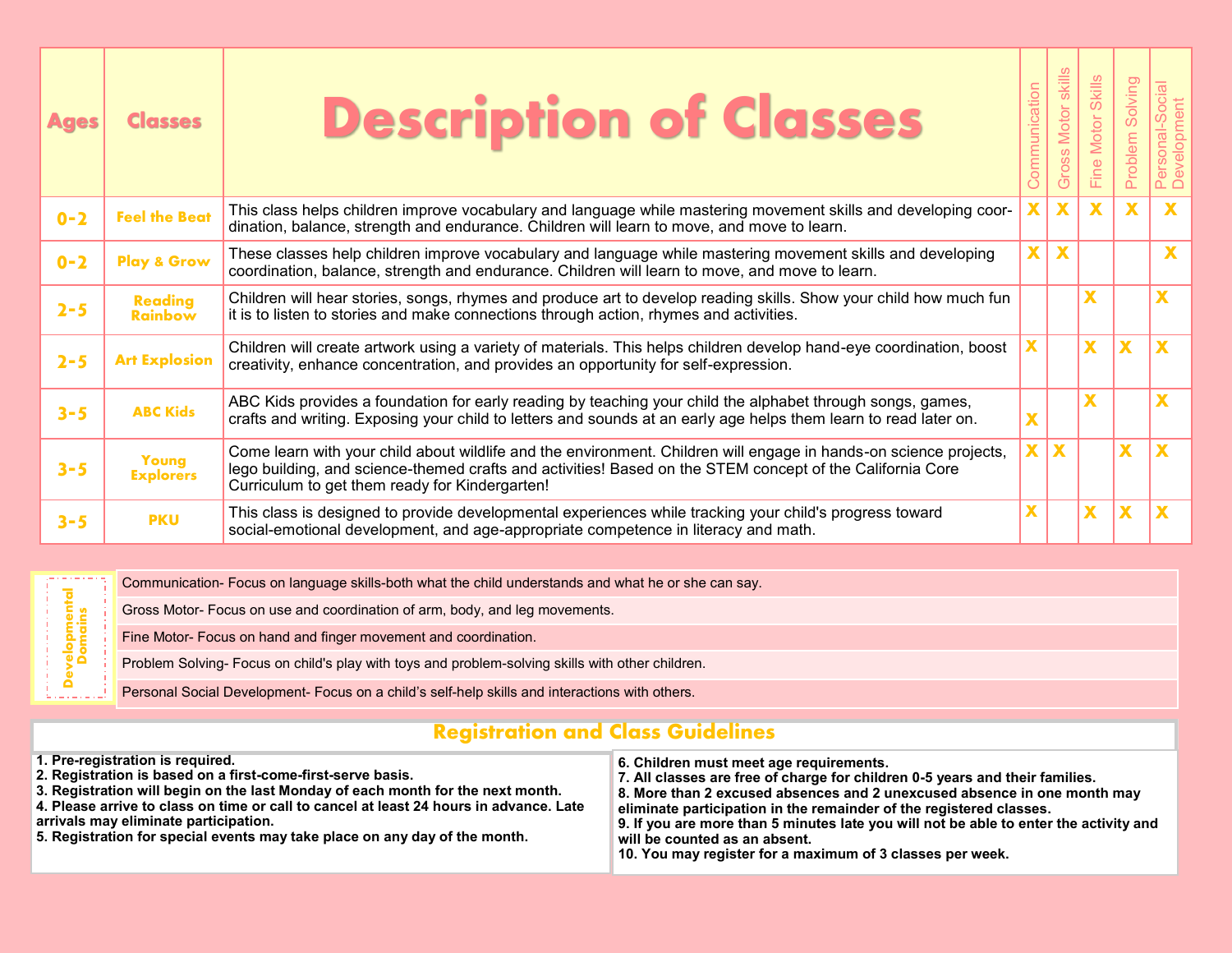| Ages | Classes | Description of Classes | Communication | Gross Motor skills | Fine Motor Skills | Problem Solving | Personal-Social Development |
|---|---|---|---|---|---|---|---|
| 0-2 | Feel the Beat | This class helps children improve vocabulary and language while mastering movement skills and developing coordination, balance, strength and endurance. Children will learn to move, and move to learn. | X | X | X | X | X |
| 0-2 | Play & Grow | These classes help children improve vocabulary and language while mastering movement skills and developing coordination, balance, strength and endurance. Children will learn to move, and move to learn. | X | X | | | X |
| 2-5 | Reading Rainbow | Children will hear stories, songs, rhymes and produce art to develop reading skills. Show your child how much fun it is to listen to stories and make connections through action, rhymes and activities. | | | X | | X |
| 2-5 | Art Explosion | Children will create artwork using a variety of materials. This helps children develop hand-eye coordination, boost creativity, enhance concentration, and provides an opportunity for self-expression. | X | | X | X | X |
| 3-5 | ABC Kids | ABC Kids provides a foundation for early reading by teaching your child the alphabet through songs, games, crafts and writing. Exposing your child to letters and sounds at an early age helps them learn to read later on. | X | | X | | X |
| 3-5 | Young Explorers | Come learn with your child about wildlife and the environment. Children will engage in hands-on science projects, lego building, and science-themed crafts and activities! Based on the STEM concept of the California Core Curriculum to get them ready for Kindergarten! | X | X | | X | X |
| 3-5 | PKU | This class is designed to provide developmental experiences while tracking your child's progress toward social-emotional development, and age-appropriate competence in literacy and math. | X | | X | X | X |

## Developmental Domains

- Communication- Focus on language skills-both what the child understands and what he or she can say.
- Gross Motor- Focus on use and coordination of arm, body, and leg movements.
- Fine Motor- Focus on hand and finger movement and coordination.
- Problem Solving- Focus on child's play with toys and problem-solving skills with other children.
- Personal Social Development- Focus on a child's self-help skills and interactions with others.

## Registration and Class Guidelines

1. **Pre-registration is required.**
2. **Registration is based on a first-come-first-serve basis.**
3. **Registration will begin on the last Monday of each month for the next month.**
4. **Please arrive to class on time or call to cancel at least 24 hours in advance. Late arrivals may eliminate participation.**
5. **Registration for special events may take place on any day of the month.**
6. **Children must meet age requirements.**
7. **All classes are free of charge for children 0-5 years and their families.**
8. **More than 2 excused absences and 2 unexcused absence in one month may eliminate participation in the remainder of the registered classes.**
9. **If you are more than 5 minutes late you will not be able to enter the activity and will be counted as an absent.**
10. **You may register for a maximum of 3 classes per week.**